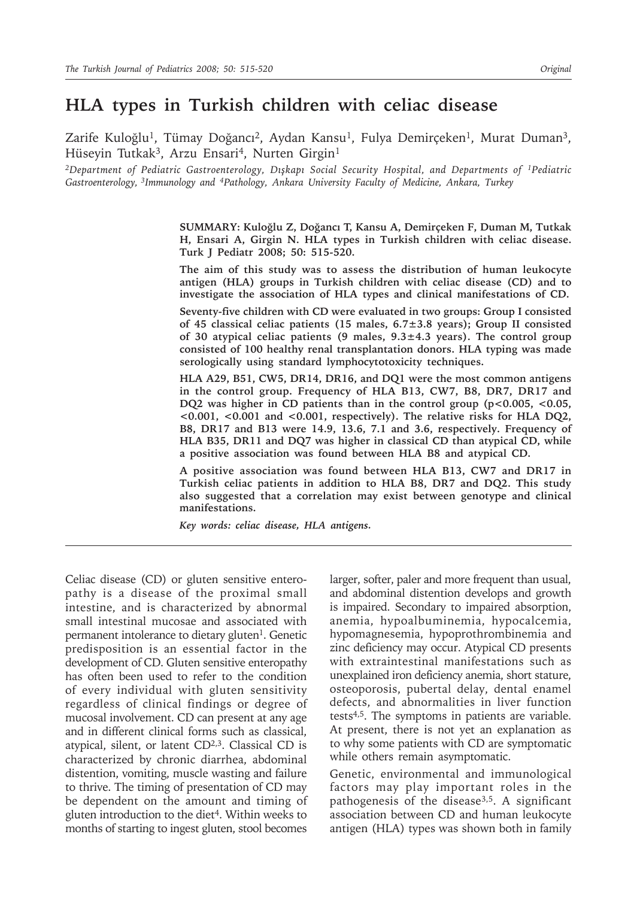# HLA types in Turkish children with celiac disease

Zarife Kuloğlu[1], Tümay Doğancı[2], Aydan Kansu[1], Fulya Demirçeken[1], Murat Duman[3], Hüseyin Tutkak[3], Arzu Ensari[4], Nurten Girgin[1]

*[2]Department of Pediatric Gastroenterology, Dışkapı Social Security Hospital, and Departments of [1]Pediatric Gastroenterology, [3]Immunology and [4]Pathology, Ankara University Faculty of Medicine, Ankara, Turkey*

**SUMMARY: Kuloğlu Z, Doğancı T, Kansu A, Demirçeken F, Duman M, Tutkak H, Ensari A, Girgin N. HLA types in Turkish children with celiac disease. Turk J Pediatr 2008; 50: 515-520.**

**The aim of this study was to assess the distribution of human leukocyte antigen (HLA) groups in Turkish children with celiac disease (CD) and to investigate the association of HLA types and clinical manifestations of CD.**

**Seventy-five children with CD were evaluated in two groups: Group I consisted of 45 classical celiac patients (15 males, 6.7±3.8 years); Group II consisted of 30 atypical celiac patients (9 males, 9.3±4.3 years). The control group consisted of 100 healthy renal transplantation donors. HLA typing was made serologically using standard lymphocytotoxicity techniques.**

**HLA A29, B51, CW5, DR14, DR16, and DQ1 were the most common antigens in the control group. Frequency of HLA B13, CW7, B8, DR7, DR17 and DQ2 was higher in CD patients than in the control group ($p<0.005$, $<0.05$, $<0.001$, $<0.001$ and $<0.001$, respectively). The relative risks for HLA DQ2, B8, DR17 and B13 were 14.9, 13.6, 7.1 and 3.6, respectively. Frequency of HLA B35, DR11 and DQ7 was higher in classical CD than atypical CD, while a positive association was found between HLA B8 and atypical CD.**

**A positive association was found between HLA B13, CW7 and DR17 in Turkish celiac patients in addition to HLA B8, DR7 and DQ2. This study also suggested that a correlation may exist between genotype and clinical manifestations.**

*Key words: celiac disease, HLA antigens.*

Celiac disease (CD) or gluten sensitive enteropathy is a disease of the proximal small intestine, and is characterized by abnormal small intestinal mucosae and associated with permanent intolerance to dietary gluten[1]. Genetic predisposition is an essential factor in the development of CD. Gluten sensitive enteropathy has often been used to refer to the condition of every individual with gluten sensitivity regardless of clinical findings or degree of mucosal involvement. CD can present at any age and in different clinical forms such as classical, atypical, silent, or latent CD[2,3]. Classical CD is characterized by chronic diarrhea, abdominal distention, vomiting, muscle wasting and failure to thrive. The timing of presentation of CD may be dependent on the amount and timing of gluten introduction to the diet[4]. Within weeks to months of starting to ingest gluten, stool becomes larger, softer, paler and more frequent than usual, and abdominal distention develops and growth is impaired. Secondary to impaired absorption, anemia, hypoalbuminemia, hypocalcemia, hypomagnesemia, hypoprothrombinemia and zinc deficiency may occur. Atypical CD presents with extraintestinal manifestations such as unexplained iron deficiency anemia, short stature, osteoporosis, pubertal delay, dental enamel defects, and abnormalities in liver function tests[4,5]. The symptoms in patients are variable. At present, there is not yet an explanation as to why some patients with CD are symptomatic while others remain asymptomatic.

Genetic, environmental and immunological factors may play important roles in the pathogenesis of the disease[3,5]. A significant association between CD and human leukocyte antigen (HLA) types was shown both in family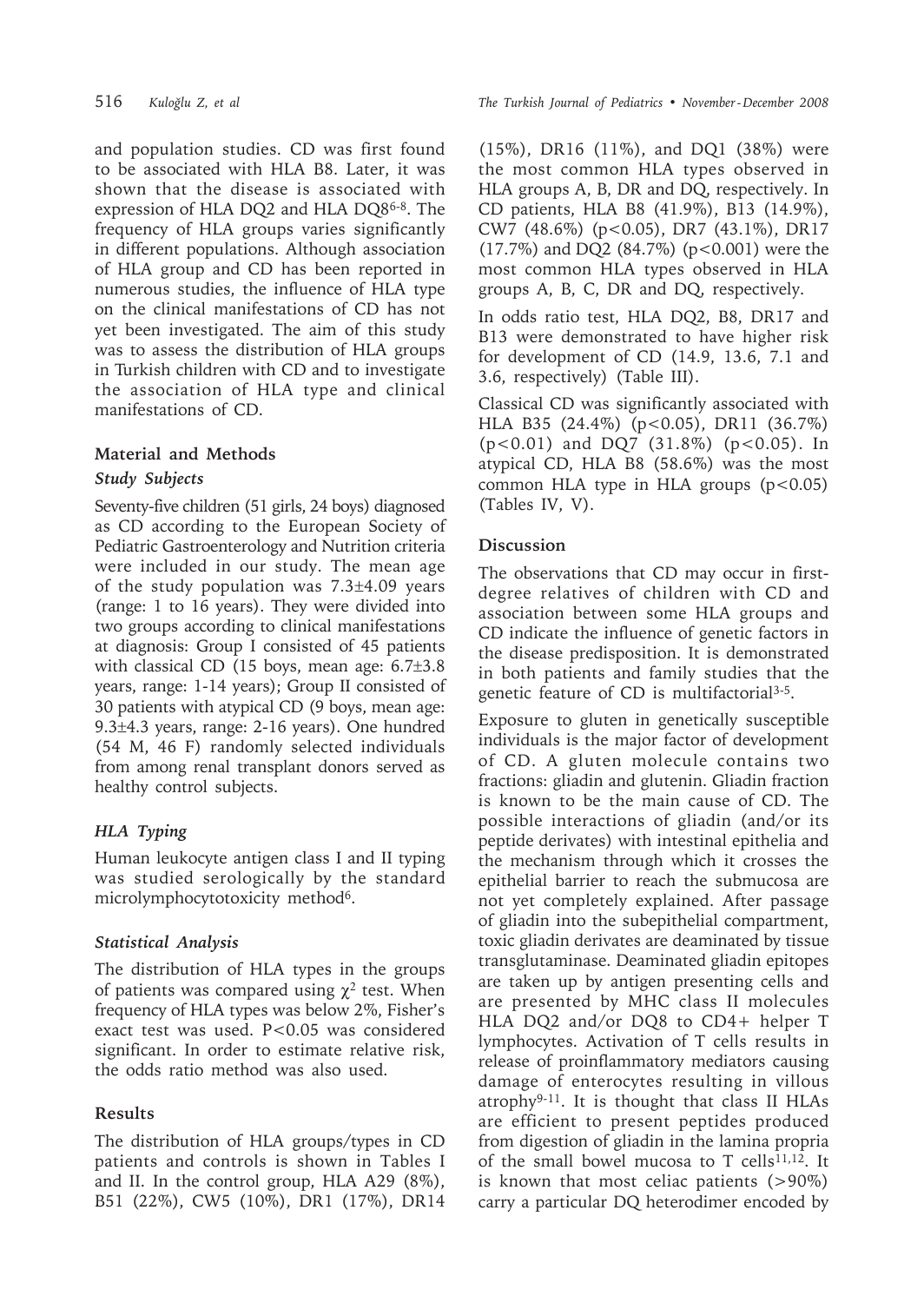and population studies. CD was first found to be associated with HLA B8. Later, it was shown that the disease is associated with expression of HLA DQ2 and HLA DQ8[6-8]. The frequency of HLA groups varies significantly in different populations. Although association of HLA group and CD has been reported in numerous studies, the influence of HLA type on the clinical manifestations of CD has not yet been investigated. The aim of this study was to assess the distribution of HLA groups in Turkish children with CD and to investigate the association of HLA type and clinical manifestations of CD.

## Material and Methods

### *Study Subjects*

Seventy-five children (51 girls, 24 boys) diagnosed as CD according to the European Society of Pediatric Gastroenterology and Nutrition criteria were included in our study. The mean age of the study population was 7.3±4.09 years (range: 1 to 16 years). They were divided into two groups according to clinical manifestations at diagnosis: Group I consisted of 45 patients with classical CD (15 boys, mean age: 6.7±3.8 years, range: 1-14 years); Group II consisted of 30 patients with atypical CD (9 boys, mean age: 9.3±4.3 years, range: 2-16 years). One hundred (54 M, 46 F) randomly selected individuals from among renal transplant donors served as healthy control subjects.

### *HLA Typing*

Human leukocyte antigen class I and II typing was studied serologically by the standard microlymphocytotoxicity method[6].

### *Statistical Analysis*

The distribution of HLA types in the groups of patients was compared using $\chi^2$ test. When frequency of HLA types was below 2%, Fisher's exact test was used. $P<0.05$ was considered significant. In order to estimate relative risk, the odds ratio method was also used.

## Results

The distribution of HLA groups/types in CD patients and controls is shown in Tables I and II. In the control group, HLA A29 (8%), B51 (22%), CW5 (10%), DR1 (17%), DR14 (15%), DR16 (11%), and DQ1 (38%) were the most common HLA types observed in HLA groups A, B, DR and DQ, respectively. In CD patients, HLA B8 (41.9%), B13 (14.9%), CW7 (48.6%) ($p<0.05$), DR7 (43.1%), DR17 (17.7%) and DQ2 (84.7%) ($p<0.001$) were the most common HLA types observed in HLA groups A, B, C, DR and DQ, respectively.

In odds ratio test, HLA DQ2, B8, DR17 and B13 were demonstrated to have higher risk for development of CD (14.9, 13.6, 7.1 and 3.6, respectively) (Table III).

Classical CD was significantly associated with HLA B35 (24.4%) ($p<0.05$), DR11 (36.7%) ($p<0.01$) and DQ7 (31.8%) ($p<0.05$). In atypical CD, HLA B8 (58.6%) was the most common HLA type in HLA groups ($p<0.05$) (Tables IV, V).

## Discussion

The observations that CD may occur in first-degree relatives of children with CD and association between some HLA groups and CD indicate the influence of genetic factors in the disease predisposition. It is demonstrated in both patients and family studies that the genetic feature of CD is multifactorial[3-5].

Exposure to gluten in genetically susceptible individuals is the major factor of development of CD. A gluten molecule contains two fractions: gliadin and glutenin. Gliadin fraction is known to be the main cause of CD. The possible interactions of gliadin (and/or its peptide derivates) with intestinal epithelia and the mechanism through which it crosses the epithelial barrier to reach the submucosa are not yet completely explained. After passage of gliadin into the subepithelial compartment, toxic gliadin derivates are deaminated by tissue transglutaminase. Deaminated gliadin epitopes are taken up by antigen presenting cells and are presented by MHC class II molecules HLA DQ2 and/or DQ8 to CD4+ helper T lymphocytes. Activation of T cells results in release of proinflammatory mediators causing damage of enterocytes resulting in villous atrophy[9-11]. It is thought that class II HLAs are efficient to present peptides produced from digestion of gliadin in the lamina propria of the small bowel mucosa to T cells[11,12]. It is known that most celiac patients (>90%) carry a particular DQ heterodimer encoded by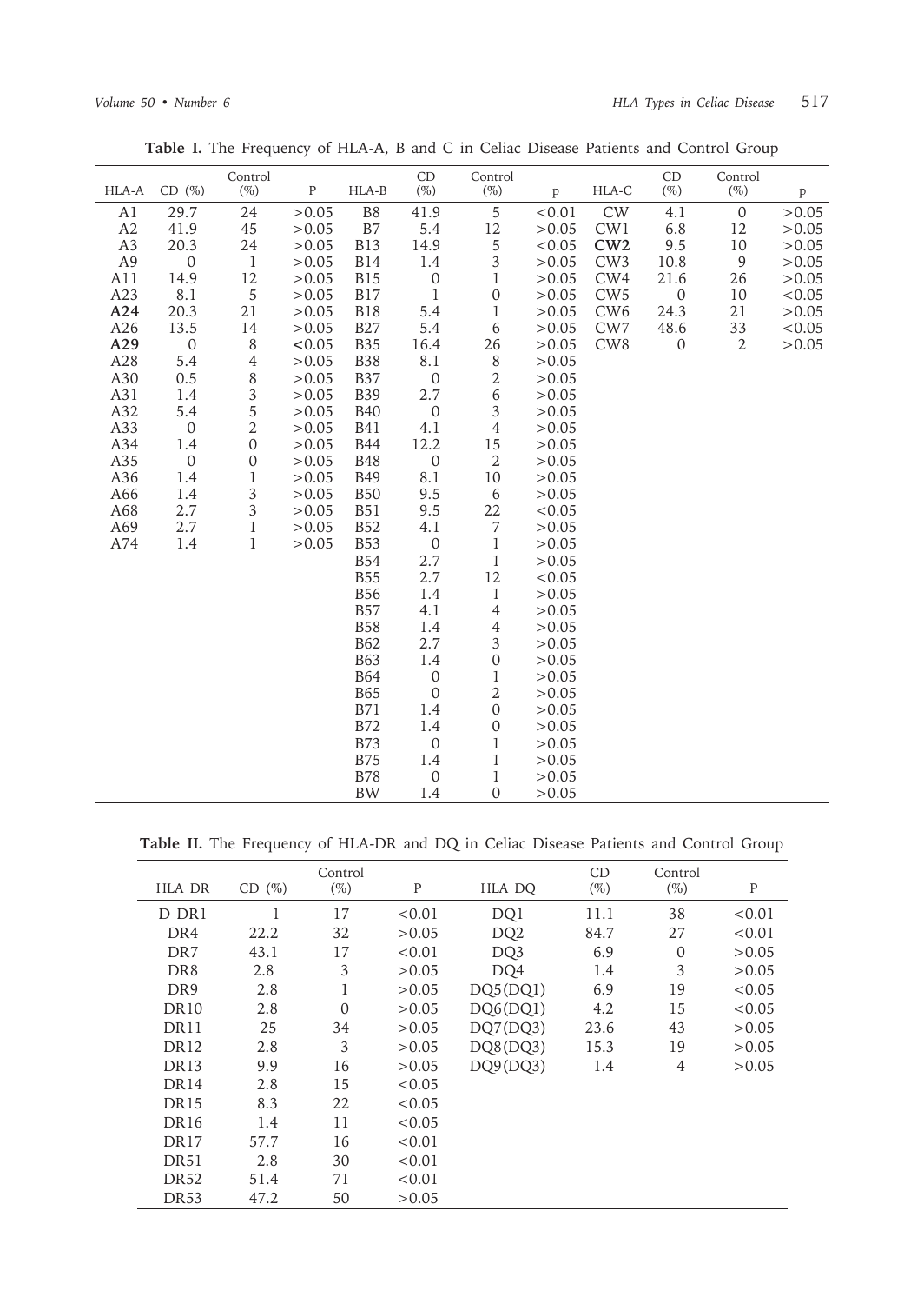**Table I.** The Frequency of HLA-A, B and C in Celiac Disease Patients and Control Group

| HLA-A | CD (%) | Control (%) | P | HLA-B | CD (%) | Control (%) | p | HLA-C | CD (%) | Control (%) | p |
|---|---|---|---|---|---|---|---|---|---|---|---|
| A1 | 29.7 | 24 | >0.05 | B8 | 41.9 | 5 | <0.01 | CW | 4.1 | 0 | >0.05 |
| A2 | 41.9 | 45 | >0.05 | B7 | 5.4 | 12 | >0.05 | CW1 | 6.8 | 12 | >0.05 |
| A3 | 20.3 | 24 | >0.05 | B13 | 14.9 | 5 | <0.05 | **CW2** | 9.5 | 10 | >0.05 |
| A9 | 0 | 1 | >0.05 | B14 | 1.4 | 3 | >0.05 | CW3 | 10.8 | 9 | >0.05 |
| A11 | 14.9 | 12 | >0.05 | B15 | 0 | 1 | >0.05 | CW4 | 21.6 | 26 | >0.05 |
| A23 | 8.1 | 5 | >0.05 | B17 | 1 | 0 | >0.05 | CW5 | 0 | 10 | <0.05 |
| **A24** | 20.3 | 21 | >0.05 | B18 | 5.4 | 1 | >0.05 | CW6 | 24.3 | 21 | >0.05 |
| A26 | 13.5 | 14 | >0.05 | B27 | 5.4 | 6 | >0.05 | CW7 | 48.6 | 33 | <0.05 |
| **A29** | 0 | 8 | **<**0.05 | B35 | 16.4 | 26 | >0.05 | CW8 | 0 | 2 | >0.05 |
| A28 | 5.4 | 4 | >0.05 | B38 | 8.1 | 8 | >0.05 | | | | |
| A30 | 0.5 | 8 | >0.05 | B37 | 0 | 2 | >0.05 | | | | |
| A31 | 1.4 | 3 | >0.05 | B39 | 2.7 | 6 | >0.05 | | | | |
| A32 | 5.4 | 5 | >0.05 | B40 | 0 | 3 | >0.05 | | | | |
| A33 | 0 | 2 | >0.05 | B41 | 4.1 | 4 | >0.05 | | | | |
| A34 | 1.4 | 0 | >0.05 | B44 | 12.2 | 15 | >0.05 | | | | |
| A35 | 0 | 0 | >0.05 | B48 | 0 | 2 | >0.05 | | | | |
| A36 | 1.4 | 1 | >0.05 | B49 | 8.1 | 10 | >0.05 | | | | |
| A66 | 1.4 | 3 | >0.05 | B50 | 9.5 | 6 | >0.05 | | | | |
| A68 | 2.7 | 3 | >0.05 | B51 | 9.5 | 22 | <0.05 | | | | |
| A69 | 2.7 | 1 | >0.05 | B52 | 4.1 | 7 | >0.05 | | | | |
| A74 | 1.4 | 1 | >0.05 | B53 | 0 | 1 | >0.05 | | | | |
| | | | | B54 | 2.7 | 1 | >0.05 | | | | |
| | | | | B55 | 2.7 | 12 | <0.05 | | | | |
| | | | | B56 | 1.4 | 1 | >0.05 | | | | |
| | | | | B57 | 4.1 | 4 | >0.05 | | | | |
| | | | | B58 | 1.4 | 4 | >0.05 | | | | |
| | | | | B62 | 2.7 | 3 | >0.05 | | | | |
| | | | | B63 | 1.4 | 0 | >0.05 | | | | |
| | | | | B64 | 0 | 1 | >0.05 | | | | |
| | | | | B65 | 0 | 2 | >0.05 | | | | |
| | | | | B71 | 1.4 | 0 | >0.05 | | | | |
| | | | | B72 | 1.4 | 0 | >0.05 | | | | |
| | | | | B73 | 0 | 1 | >0.05 | | | | |
| | | | | B75 | 1.4 | 1 | >0.05 | | | | |
| | | | | B78 | 0 | 1 | >0.05 | | | | |
| | | | | BW | 1.4 | 0 | >0.05 | | | | |

**Table II.** The Frequency of HLA-DR and DQ in Celiac Disease Patients and Control Group

| HLA DR | CD (%) | Control (%) | P | HLA DQ | CD (%) | Control (%) | P |
|---|---|---|---|---|---|---|---|
| D DR1 | 1 | 17 | <0.01 | DQ1 | 11.1 | 38 | <0.01 |
| DR4 | 22.2 | 32 | >0.05 | DQ2 | 84.7 | 27 | <0.01 |
| DR7 | 43.1 | 17 | <0.01 | DQ3 | 6.9 | 0 | >0.05 |
| DR8 | 2.8 | 3 | >0.05 | DQ4 | 1.4 | 3 | >0.05 |
| DR9 | 2.8 | 1 | >0.05 | DQ5(DQ1) | 6.9 | 19 | <0.05 |
| DR10 | 2.8 | 0 | >0.05 | DQ6(DQ1) | 4.2 | 15 | <0.05 |
| DR11 | 25 | 34 | >0.05 | DQ7(DQ3) | 23.6 | 43 | >0.05 |
| DR12 | 2.8 | 3 | >0.05 | DQ8(DQ3) | 15.3 | 19 | >0.05 |
| DR13 | 9.9 | 16 | >0.05 | DQ9(DQ3) | 1.4 | 4 | >0.05 |
| DR14 | 2.8 | 15 | <0.05 | | | | |
| DR15 | 8.3 | 22 | <0.05 | | | | |
| DR16 | 1.4 | 11 | <0.05 | | | | |
| DR17 | 57.7 | 16 | <0.01 | | | | |
| DR51 | 2.8 | 30 | <0.01 | | | | |
| DR52 | 51.4 | 71 | <0.01 | | | | |
| DR53 | 47.2 | 50 | >0.05 | | | | |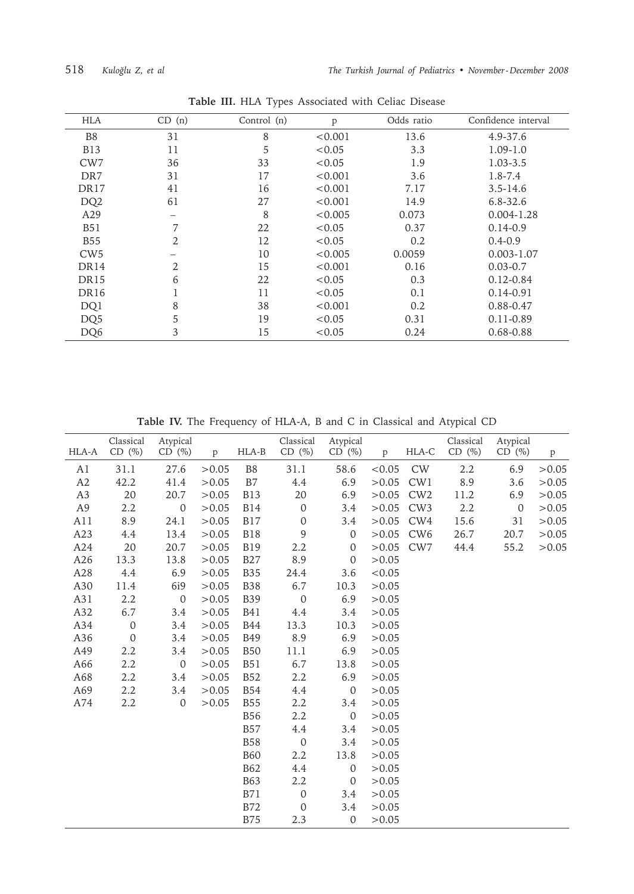**Table III.** HLA Types Associated with Celiac Disease

| HLA | CD (n) | Control (n) | p | Odds ratio | Confidence interval |
|---|---|---|---|---|---|
| B8 | 31 | 8 | <0.001 | 13.6 | 4.9-37.6 |
| B13 | 11 | 5 | <0.05 | 3.3 | 1.09-1.0 |
| CW7 | 36 | 33 | <0.05 | 1.9 | 1.03-3.5 |
| DR7 | 31 | 17 | <0.001 | 3.6 | 1.8-7.4 |
| DR17 | 41 | 16 | <0.001 | 7.17 | 3.5-14.6 |
| DQ2 | 61 | 27 | <0.001 | 14.9 | 6.8-32.6 |
| A29 | – | 8 | <0.005 | 0.073 | 0.004-1.28 |
| B51 | 7 | 22 | <0.05 | 0.37 | 0.14-0.9 |
| B55 | 2 | 12 | <0.05 | 0.2 | 0.4-0.9 |
| CW5 | – | 10 | <0.005 | 0.0059 | 0.003-1.07 |
| DR14 | 2 | 15 | <0.001 | 0.16 | 0.03-0.7 |
| DR15 | 6 | 22 | <0.05 | 0.3 | 0.12-0.84 |
| DR16 | 1 | 11 | <0.05 | 0.1 | 0.14-0.91 |
| DQ1 | 8 | 38 | <0.001 | 0.2 | 0.88-0.47 |
| DQ5 | 5 | 19 | <0.05 | 0.31 | 0.11-0.89 |
| DQ6 | 3 | 15 | <0.05 | 0.24 | 0.68-0.88 |

**Table IV.** The Frequency of HLA-A, B and C in Classical and Atypical CD

| HLA-A | Classical CD (%) | Atypical CD (%) | p | HLA-B | Classical CD (%) | Atypical CD (%) | p | HLA-C | Classical CD (%) | Atypical CD (%) | p |
|---|---|---|---|---|---|---|---|---|---|---|---|
| A1 | 31.1 | 27.6 | >0.05 | B8 | 31.1 | 58.6 | <0.05 | CW | 2.2 | 6.9 | >0.05 |
| A2 | 42.2 | 41.4 | >0.05 | B7 | 4.4 | 6.9 | >0.05 | CW1 | 8.9 | 3.6 | >0.05 |
| A3 | 20 | 20.7 | >0.05 | B13 | 20 | 6.9 | >0.05 | CW2 | 11.2 | 6.9 | >0.05 |
| A9 | 2.2 | 0 | >0.05 | B14 | 0 | 3.4 | >0.05 | CW3 | 2.2 | 0 | >0.05 |
| A11 | 8.9 | 24.1 | >0.05 | B17 | 0 | 3.4 | >0.05 | CW4 | 15.6 | 31 | >0.05 |
| A23 | 4.4 | 13.4 | >0.05 | B18 | 9 | 0 | >0.05 | CW6 | 26.7 | 20.7 | >0.05 |
| A24 | 20 | 20.7 | >0.05 | B19 | 2.2 | 0 | >0.05 | CW7 | 44.4 | 55.2 | >0.05 |
| A26 | 13.3 | 13.8 | >0.05 | B27 | 8.9 | 0 | >0.05 | | | | |
| A28 | 4.4 | 6.9 | >0.05 | B35 | 24.4 | 3.6 | <0.05 | | | | |
| A30 | 11.4 | 6i9 | >0.05 | B38 | 6.7 | 10.3 | >0.05 | | | | |
| A31 | 2.2 | 0 | >0.05 | B39 | 0 | 6.9 | >0.05 | | | | |
| A32 | 6.7 | 3.4 | >0.05 | B41 | 4.4 | 3.4 | >0.05 | | | | |
| A34 | 0 | 3.4 | >0.05 | B44 | 13.3 | 10.3 | >0.05 | | | | |
| A36 | 0 | 3.4 | >0.05 | B49 | 8.9 | 6.9 | >0.05 | | | | |
| A49 | 2.2 | 3.4 | >0.05 | B50 | 11.1 | 6.9 | >0.05 | | | | |
| A66 | 2.2 | 0 | >0.05 | B51 | 6.7 | 13.8 | >0.05 | | | | |
| A68 | 2.2 | 3.4 | >0.05 | B52 | 2.2 | 6.9 | >0.05 | | | | |
| A69 | 2.2 | 3.4 | >0.05 | B54 | 4.4 | 0 | >0.05 | | | | |
| A74 | 2.2 | 0 | >0.05 | B55 | 2.2 | 3.4 | >0.05 | | | | |
| | | | | B56 | 2.2 | 0 | >0.05 | | | | |
| | | | | B57 | 4.4 | 3.4 | >0.05 | | | | |
| | | | | B58 | 0 | 3.4 | >0.05 | | | | |
| | | | | B60 | 2.2 | 13.8 | >0.05 | | | | |
| | | | | B62 | 4.4 | 0 | >0.05 | | | | |
| | | | | B63 | 2.2 | 0 | >0.05 | | | | |
| | | | | B71 | 0 | 3.4 | >0.05 | | | | |
| | | | | B72 | 0 | 3.4 | >0.05 | | | | |
| | | | | B75 | 2.3 | 0 | >0.05 | | | | |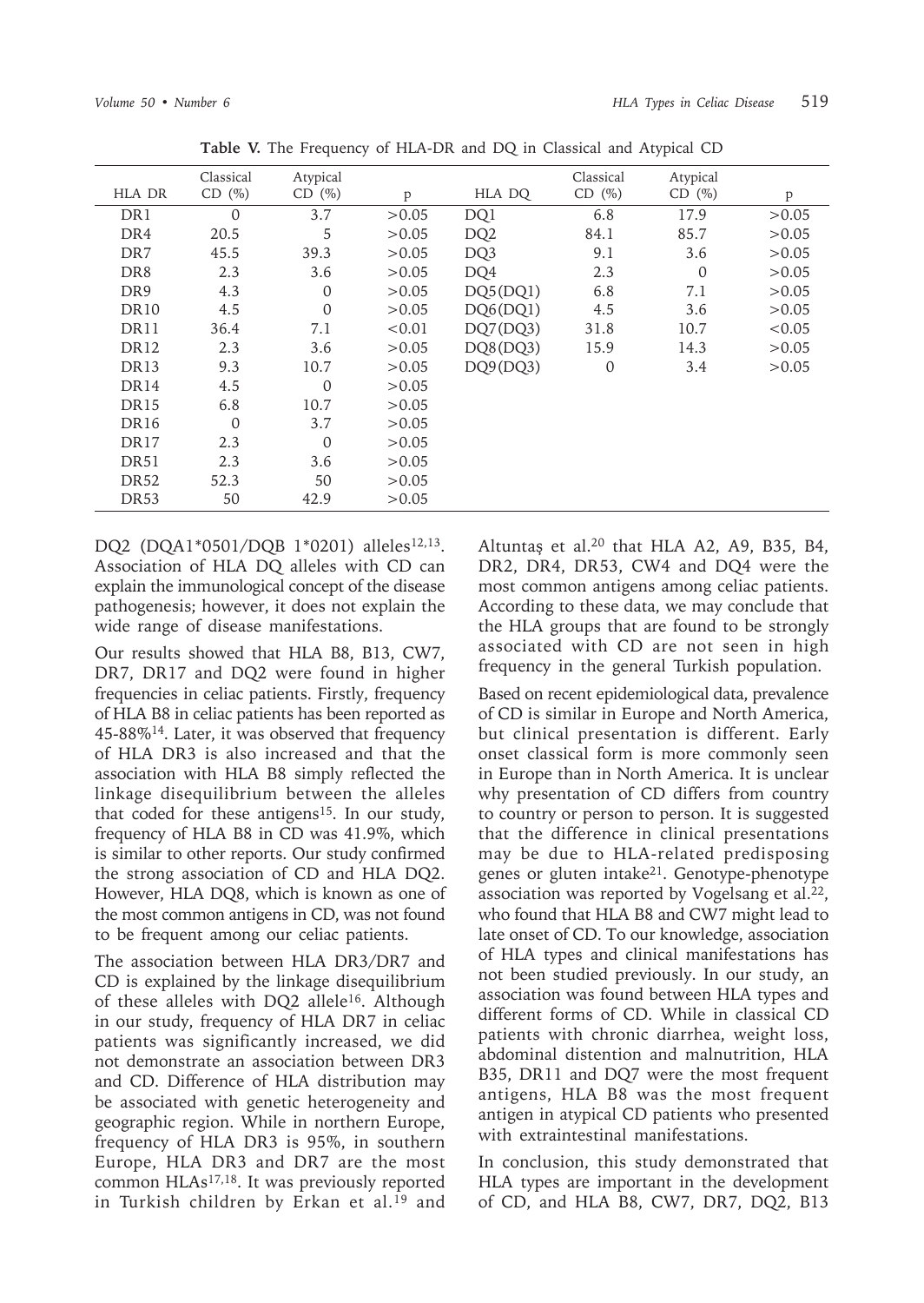**Table V.** The Frequency of HLA-DR and DQ in Classical and Atypical CD

| HLA DR | Classical CD (%) | Atypical CD (%) | p | HLA DQ | Classical CD (%) | Atypical CD (%) | p |
|---|---|---|---|---|---|---|---|
| DR1 | 0 | 3.7 | >0.05 | DQ1 | 6.8 | 17.9 | >0.05 |
| DR4 | 20.5 | 5 | >0.05 | DQ2 | 84.1 | 85.7 | >0.05 |
| DR7 | 45.5 | 39.3 | >0.05 | DQ3 | 9.1 | 3.6 | >0.05 |
| DR8 | 2.3 | 3.6 | >0.05 | DQ4 | 2.3 | 0 | >0.05 |
| DR9 | 4.3 | 0 | >0.05 | DQ5(DQ1) | 6.8 | 7.1 | >0.05 |
| DR10 | 4.5 | 0 | >0.05 | DQ6(DQ1) | 4.5 | 3.6 | >0.05 |
| DR11 | 36.4 | 7.1 | <0.01 | DQ7(DQ3) | 31.8 | 10.7 | <0.05 |
| DR12 | 2.3 | 3.6 | >0.05 | DQ8(DQ3) | 15.9 | 14.3 | >0.05 |
| DR13 | 9.3 | 10.7 | >0.05 | DQ9(DQ3) | 0 | 3.4 | >0.05 |
| DR14 | 4.5 | 0 | >0.05 | | | | |
| DR15 | 6.8 | 10.7 | >0.05 | | | | |
| DR16 | 0 | 3.7 | >0.05 | | | | |
| DR17 | 2.3 | 0 | >0.05 | | | | |
| DR51 | 2.3 | 3.6 | >0.05 | | | | |
| DR52 | 52.3 | 50 | >0.05 | | | | |
| DR53 | 50 | 42.9 | >0.05 | | | | |

DQ2 (DQA1*0501/DQB 1*0201) alleles[12,13]. Association of HLA DQ alleles with CD can explain the immunological concept of the disease pathogenesis; however, it does not explain the wide range of disease manifestations.

Our results showed that HLA B8, B13, CW7, DR7, DR17 and DQ2 were found in higher frequencies in celiac patients. Firstly, frequency of HLA B8 in celiac patients has been reported as 45-88%[14]. Later, it was observed that frequency of HLA DR3 is also increased and that the association with HLA B8 simply reflected the linkage disequilibrium between the alleles that coded for these antigens[15]. In our study, frequency of HLA B8 in CD was 41.9%, which is similar to other reports. Our study confirmed the strong association of CD and HLA DQ2. However, HLA DQ8, which is known as one of the most common antigens in CD, was not found to be frequent among our celiac patients.

The association between HLA DR3/DR7 and CD is explained by the linkage disequilibrium of these alleles with DQ2 allele[16]. Although in our study, frequency of HLA DR7 in celiac patients was significantly increased, we did not demonstrate an association between DR3 and CD. Difference of HLA distribution may be associated with genetic heterogeneity and geographic region. While in northern Europe, frequency of HLA DR3 is 95%, in southern Europe, HLA DR3 and DR7 are the most common HLAs[17,18]. It was previously reported in Turkish children by Erkan et al.[19] and Altuntaş et al.[20] that HLA A2, A9, B35, B4, DR2, DR4, DR53, CW4 and DQ4 were the most common antigens among celiac patients. According to these data, we may conclude that the HLA groups that are found to be strongly associated with CD are not seen in high frequency in the general Turkish population.

Based on recent epidemiological data, prevalence of CD is similar in Europe and North America, but clinical presentation is different. Early onset classical form is more commonly seen in Europe than in North America. It is unclear why presentation of CD differs from country to country or person to person. It is suggested that the difference in clinical presentations may be due to HLA-related predisposing genes or gluten intake[21]. Genotype-phenotype association was reported by Vogelsang et al.[22], who found that HLA B8 and CW7 might lead to late onset of CD. To our knowledge, association of HLA types and clinical manifestations has not been studied previously. In our study, an association was found between HLA types and different forms of CD. While in classical CD patients with chronic diarrhea, weight loss, abdominal distention and malnutrition, HLA B35, DR11 and DQ7 were the most frequent antigens, HLA B8 was the most frequent antigen in atypical CD patients who presented with extraintestinal manifestations.

In conclusion, this study demonstrated that HLA types are important in the development of CD, and HLA B8, CW7, DR7, DQ2, B13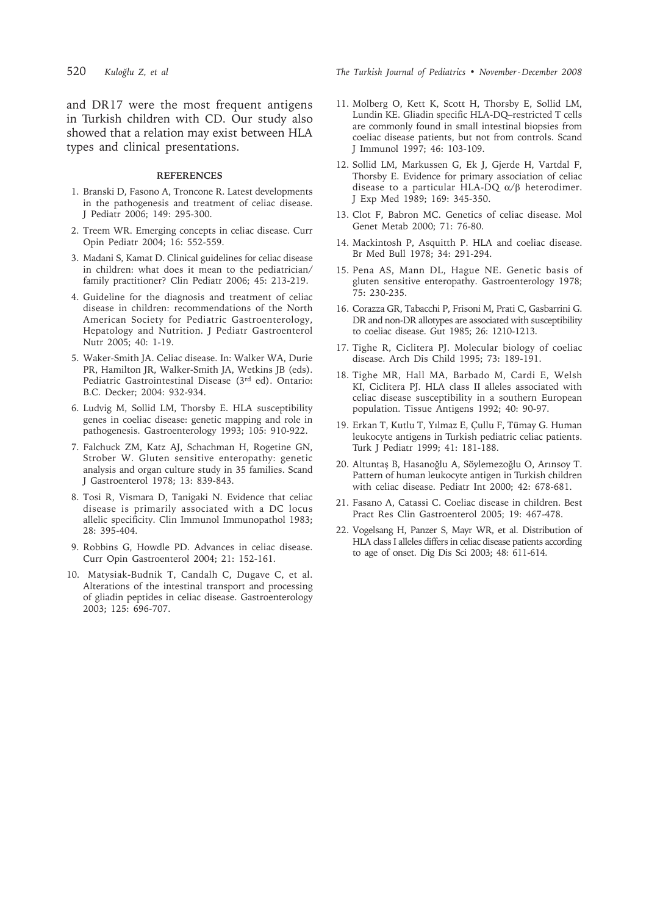and DR17 were the most frequent antigens in Turkish children with CD. Our study also showed that a relation may exist between HLA types and clinical presentations.

## REFERENCES

1. Branski D, Fasono A, Troncone R. Latest developments in the pathogenesis and treatment of celiac disease. J Pediatr 2006; 149: 295-300.
2. Treem WR. Emerging concepts in celiac disease. Curr Opin Pediatr 2004; 16: 552-559.
3. Madani S, Kamat D. Clinical guidelines for celiac disease in children: what does it mean to the pediatrician/family practitioner? Clin Pediatr 2006; 45: 213-219.
4. Guideline for the diagnosis and treatment of celiac disease in children: recommendations of the North American Society for Pediatric Gastroenterology, Hepatology and Nutrition. J Pediatr Gastroenterol Nutr 2005; 40: 1-19.
5. Waker-Smith JA. Celiac disease. In: Walker WA, Durie PR, Hamilton JR, Walker-Smith JA, Wetkins JB (eds). Pediatric Gastrointestinal Disease (3rd ed). Ontario: B.C. Decker; 2004: 932-934.
6. Ludvig M, Sollid LM, Thorsby E. HLA susceptibility genes in coeliac disease: genetic mapping and role in pathogenesis. Gastroenterology 1993; 105: 910-922.
7. Falchuck ZM, Katz AJ, Schachman H, Rogetine GN, Strober W. Gluten sensitive enteropathy: genetic analysis and organ culture study in 35 families. Scand J Gastroenterol 1978; 13: 839-843.
8. Tosi R, Vismara D, Tanigaki N. Evidence that celiac disease is primarily associated with a DC locus allelic specificity. Clin Immunol Immunopathol 1983; 28: 395-404.
9. Robbins G, Howdle PD. Advances in celiac disease. Curr Opin Gastroenterol 2004; 21: 152-161.
10. Matysiak-Budnik T, Candalh C, Dugave C, et al. Alterations of the intestinal transport and processing of gliadin peptides in celiac disease. Gastroenterology 2003; 125: 696-707.
11. Molberg O, Kett K, Scott H, Thorsby E, Sollid LM, Lundin KE. Gliadin specific HLA-DQ–restricted T cells are commonly found in small intestinal biopsies from coeliac disease patients, but not from controls. Scand J Immunol 1997; 46: 103-109.
12. Sollid LM, Markussen G, Ek J, Gjerde H, Vartdal F, Thorsby E. Evidence for primary association of celiac disease to a particular HLA-DQ $\alpha/\beta$ heterodimer. J Exp Med 1989; 169: 345-350.
13. Clot F, Babron MC. Genetics of celiac disease. Mol Genet Metab 2000; 71: 76-80.
14. Mackintosh P, Asquitth P. HLA and coeliac disease. Br Med Bull 1978; 34: 291-294.
15. Pena AS, Mann DL, Hague NE. Genetic basis of gluten sensitive enteropathy. Gastroenterology 1978; 75: 230-235.
16. Corazza GR, Tabacchi P, Frisoni M, Prati C, Gasbarrini G. DR and non-DR allotypes are associated with susceptibility to coeliac disease. Gut 1985; 26: 1210-1213.
17. Tighe R, Ciclitera PJ. Molecular biology of coeliac disease. Arch Dis Child 1995; 73: 189-191.
18. Tighe MR, Hall MA, Barbado M, Cardi E, Welsh KI, Ciclitera PJ. HLA class II alleles associated with celiac disease susceptibility in a southern European population. Tissue Antigens 1992; 40: 90-97.
19. Erkan T, Kutlu T, Yılmaz E, Çullu F, Tümay G. Human leukocyte antigens in Turkish pediatric celiac patients. Turk J Pediatr 1999; 41: 181-188.
20. Altuntaş B, Hasanoğlu A, Söylemezoğlu O, Arınsoy T. Pattern of human leukocyte antigen in Turkish children with celiac disease. Pediatr Int 2000; 42: 678-681.
21. Fasano A, Catassi C. Coeliac disease in children. Best Pract Res Clin Gastroenterol 2005; 19: 467-478.
22. Vogelsang H, Panzer S, Mayr WR, et al. Distribution of HLA class I alleles differs in celiac disease patients according to age of onset. Dig Dis Sci 2003; 48: 611-614.